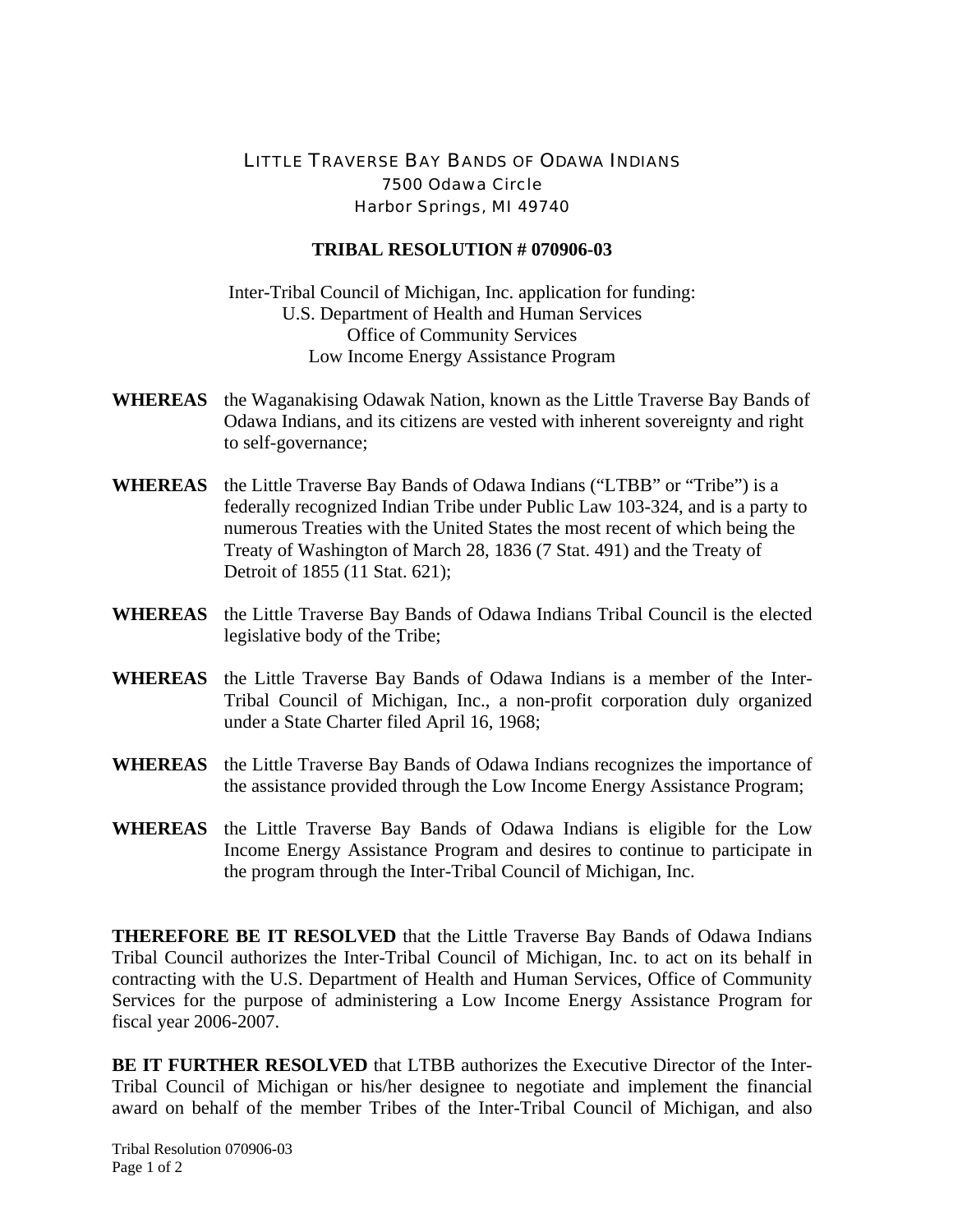# LITTLE TRAVERSE BAY BANDS OF ODAWA INDIANS

7500 Odawa Circle
Harbor Springs, MI 49740

## TRIBAL RESOLUTION # 070906-03

Inter-Tribal Council of Michigan, Inc. application for funding:
U.S. Department of Health and Human Services
Office of Community Services
Low Income Energy Assistance Program

**WHEREAS** the Waganakising Odawak Nation, known as the Little Traverse Bay Bands of Odawa Indians, and its citizens are vested with inherent sovereignty and right to self-governance;

**WHEREAS** the Little Traverse Bay Bands of Odawa Indians ("LTBB" or "Tribe") is a federally recognized Indian Tribe under Public Law 103-324, and is a party to numerous Treaties with the United States the most recent of which being the Treaty of Washington of March 28, 1836 (7 Stat. 491) and the Treaty of Detroit of 1855 (11 Stat. 621);

**WHEREAS** the Little Traverse Bay Bands of Odawa Indians Tribal Council is the elected legislative body of the Tribe;

**WHEREAS** the Little Traverse Bay Bands of Odawa Indians is a member of the Inter-Tribal Council of Michigan, Inc., a non-profit corporation duly organized under a State Charter filed April 16, 1968;

**WHEREAS** the Little Traverse Bay Bands of Odawa Indians recognizes the importance of the assistance provided through the Low Income Energy Assistance Program;

**WHEREAS** the Little Traverse Bay Bands of Odawa Indians is eligible for the Low Income Energy Assistance Program and desires to continue to participate in the program through the Inter-Tribal Council of Michigan, Inc.

**THEREFORE BE IT RESOLVED** that the Little Traverse Bay Bands of Odawa Indians Tribal Council authorizes the Inter-Tribal Council of Michigan, Inc. to act on its behalf in contracting with the U.S. Department of Health and Human Services, Office of Community Services for the purpose of administering a Low Income Energy Assistance Program for fiscal year 2006-2007.

**BE IT FURTHER RESOLVED** that LTBB authorizes the Executive Director of the Inter-Tribal Council of Michigan or his/her designee to negotiate and implement the financial award on behalf of the member Tribes of the Inter-Tribal Council of Michigan, and also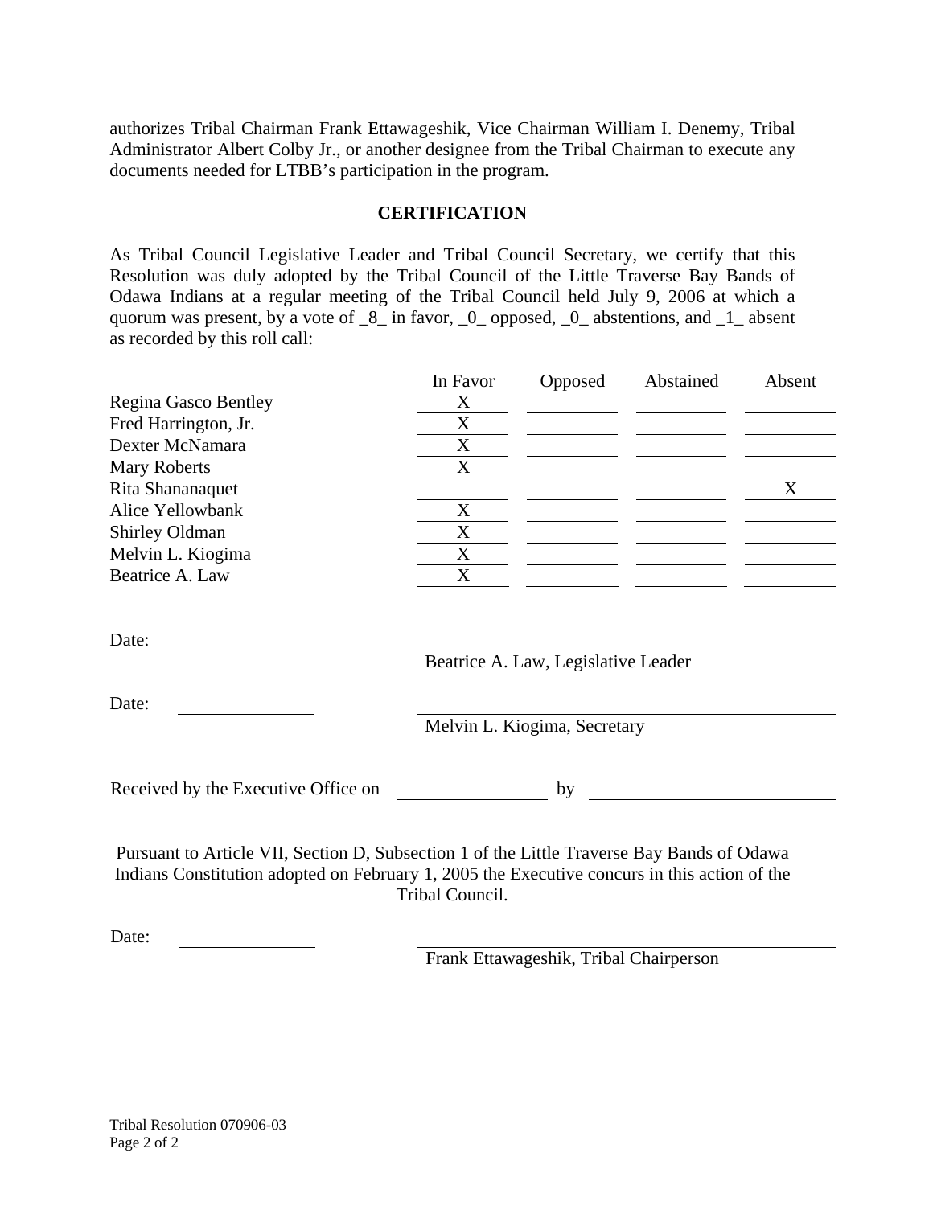authorizes Tribal Chairman Frank Ettawageshik, Vice Chairman William I. Denemy, Tribal Administrator Albert Colby Jr., or another designee from the Tribal Chairman to execute any documents needed for LTBB's participation in the program.

## CERTIFICATION

As Tribal Council Legislative Leader and Tribal Council Secretary, we certify that this Resolution was duly adopted by the Tribal Council of the Little Traverse Bay Bands of Odawa Indians at a regular meeting of the Tribal Council held July 9, 2006 at which a quorum was present, by a vote of _8_ in favor, _0_ opposed, _0_ abstentions, and _1_ absent as recorded by this roll call:

| | In Favor | Opposed | Abstained | Absent |
|---|---|---|---|---|
| Regina Gasco Bentley | X | | | |
| Fred Harrington, Jr. | X | | | |
| Dexter McNamara | X | | | |
| Mary Roberts | X | | | |
| Rita Shananaquet | | | | X |
| Alice Yellowbank | X | | | |
| Shirley Oldman | X | | | |
| Melvin L. Kiogima | X | | | |
| Beatrice A. Law | X | | | |

Date: ______________ ______________________________
Beatrice A. Law, Legislative Leader

Date: ______________ ______________________________
Melvin L. Kiogima, Secretary

Received by the Executive Office on ______________ by ______________________

Pursuant to Article VII, Section D, Subsection 1 of the Little Traverse Bay Bands of Odawa Indians Constitution adopted on February 1, 2005 the Executive concurs in this action of the Tribal Council.

Date: ______________ ______________________________
Frank Ettawageshik, Tribal Chairperson

Tribal Resolution 070906-03